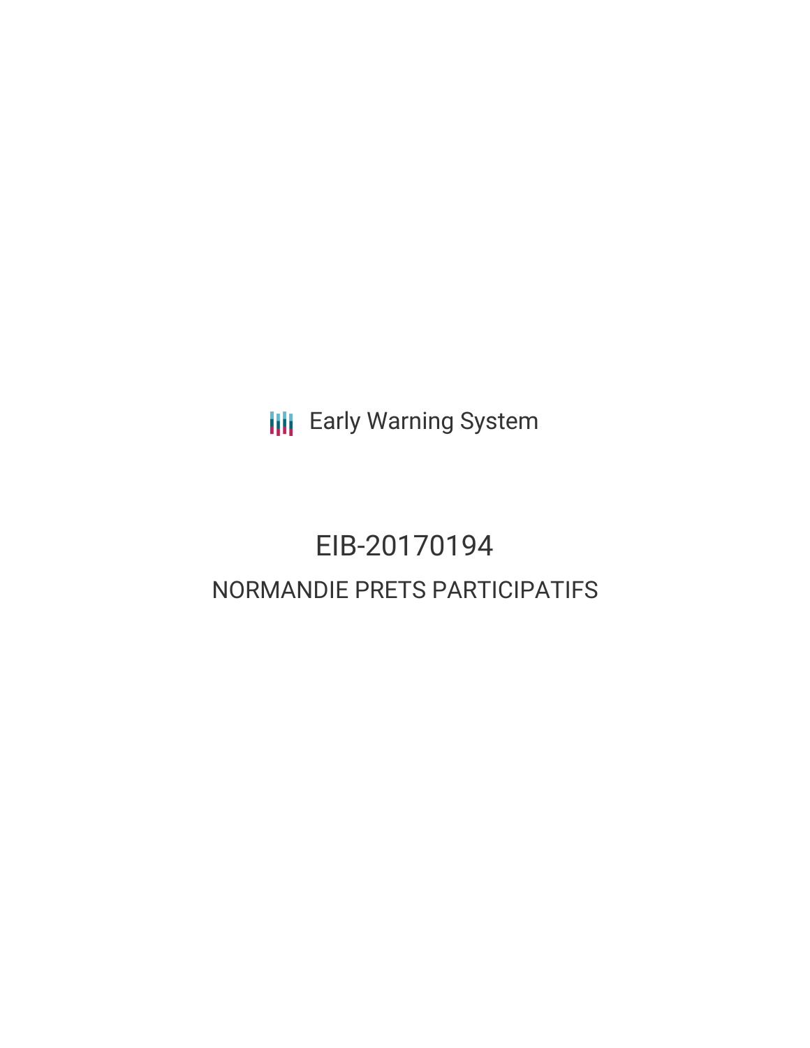Early Warning System

# EIB-20170194

## NORMANDIE PRETS PARTICIPATIFS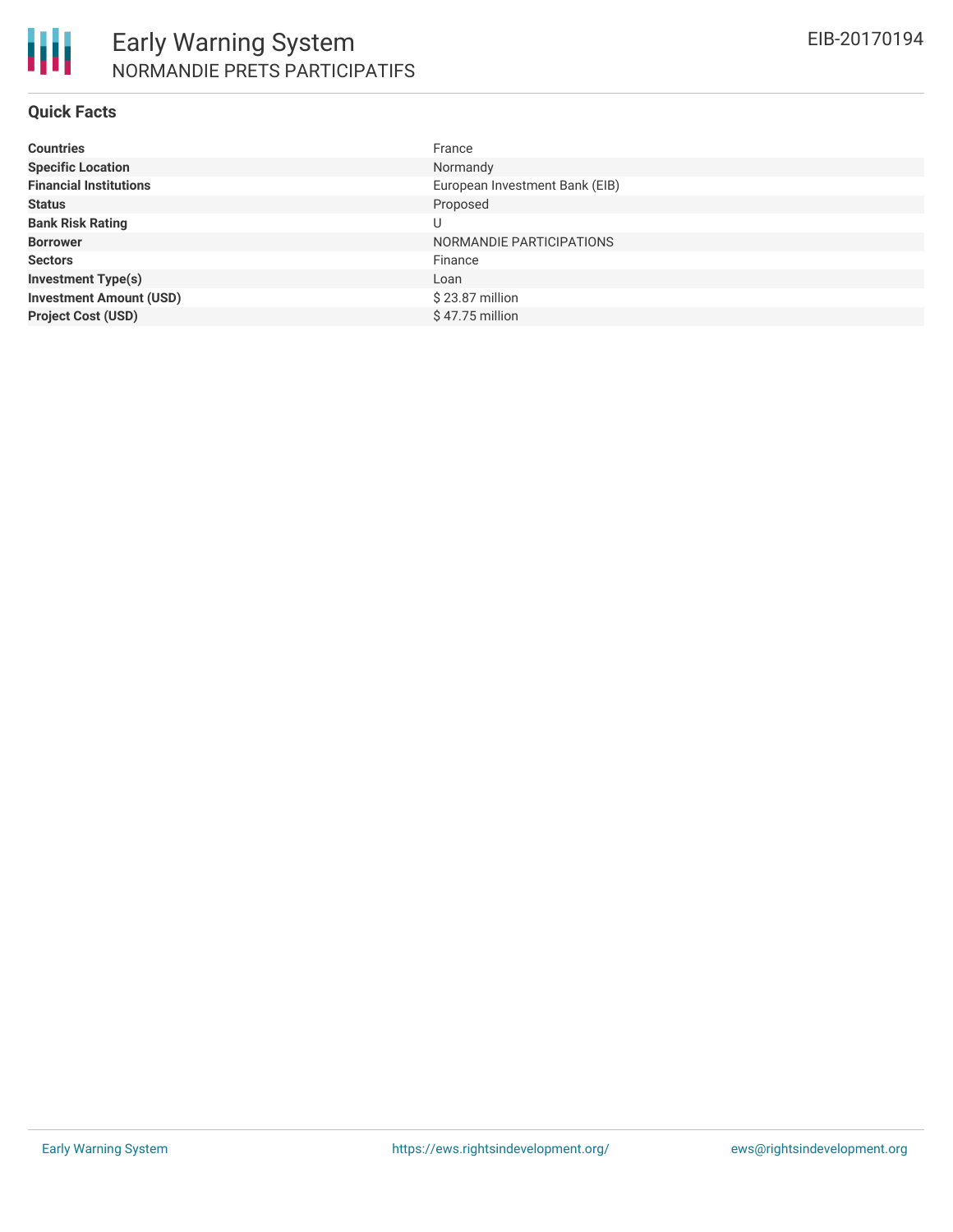# Early Warning System

## NORMANDIE PRETS PARTICIPATIFS

EIB-20170194

### Quick Facts

| | |
|---|---|
| **Countries** | France |
| **Specific Location** | Normandy |
| **Financial Institutions** | European Investment Bank (EIB) |
| **Status** | Proposed |
| **Bank Risk Rating** | U |
| **Borrower** | NORMANDIE PARTICIPATIONS |
| **Sectors** | Finance |
| **Investment Type(s)** | Loan |
| **Investment Amount (USD)** | $ 23.87 million |
| **Project Cost (USD)** | $ 47.75 million |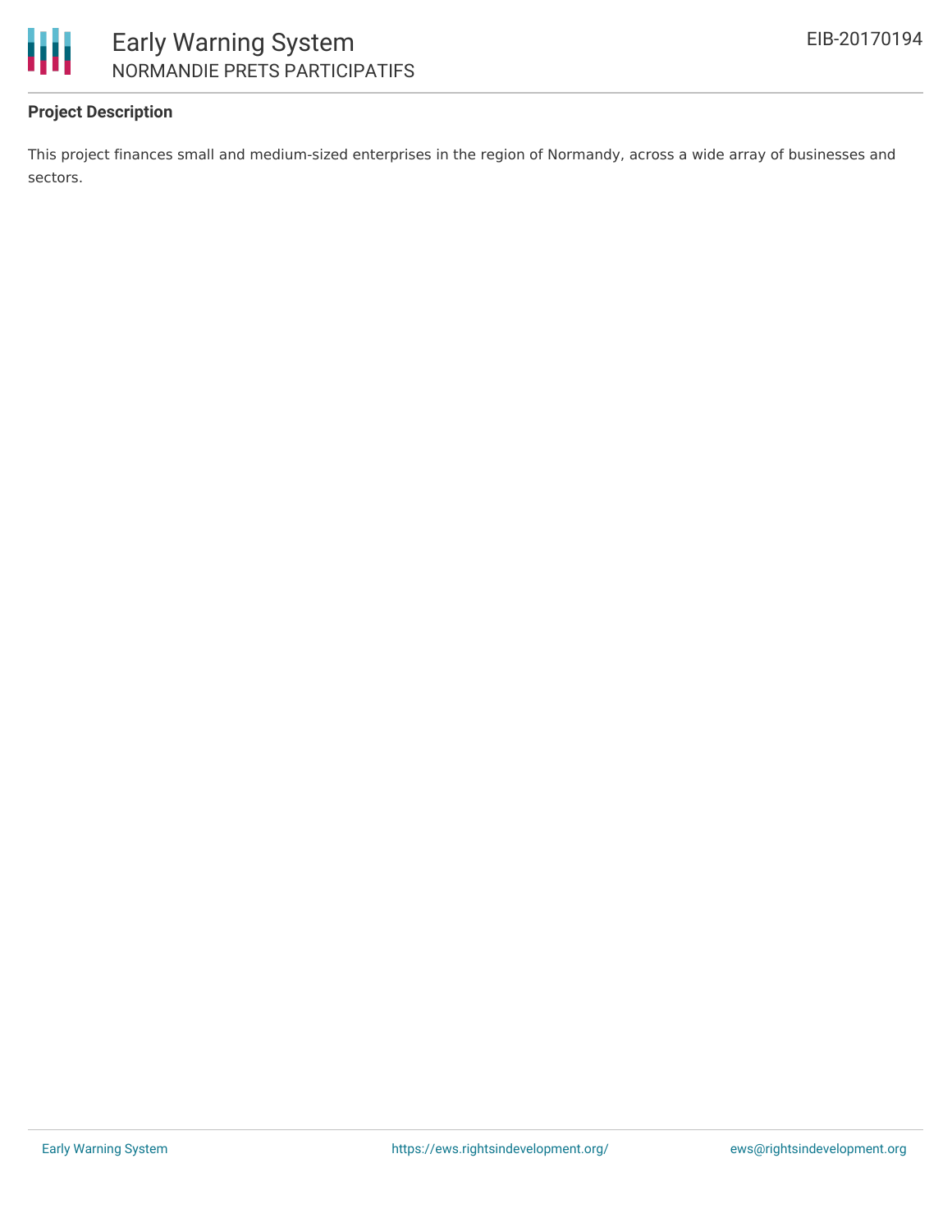**Project Description**

This project finances small and medium-sized enterprises in the region of Normandy, across a wide array of businesses and sectors.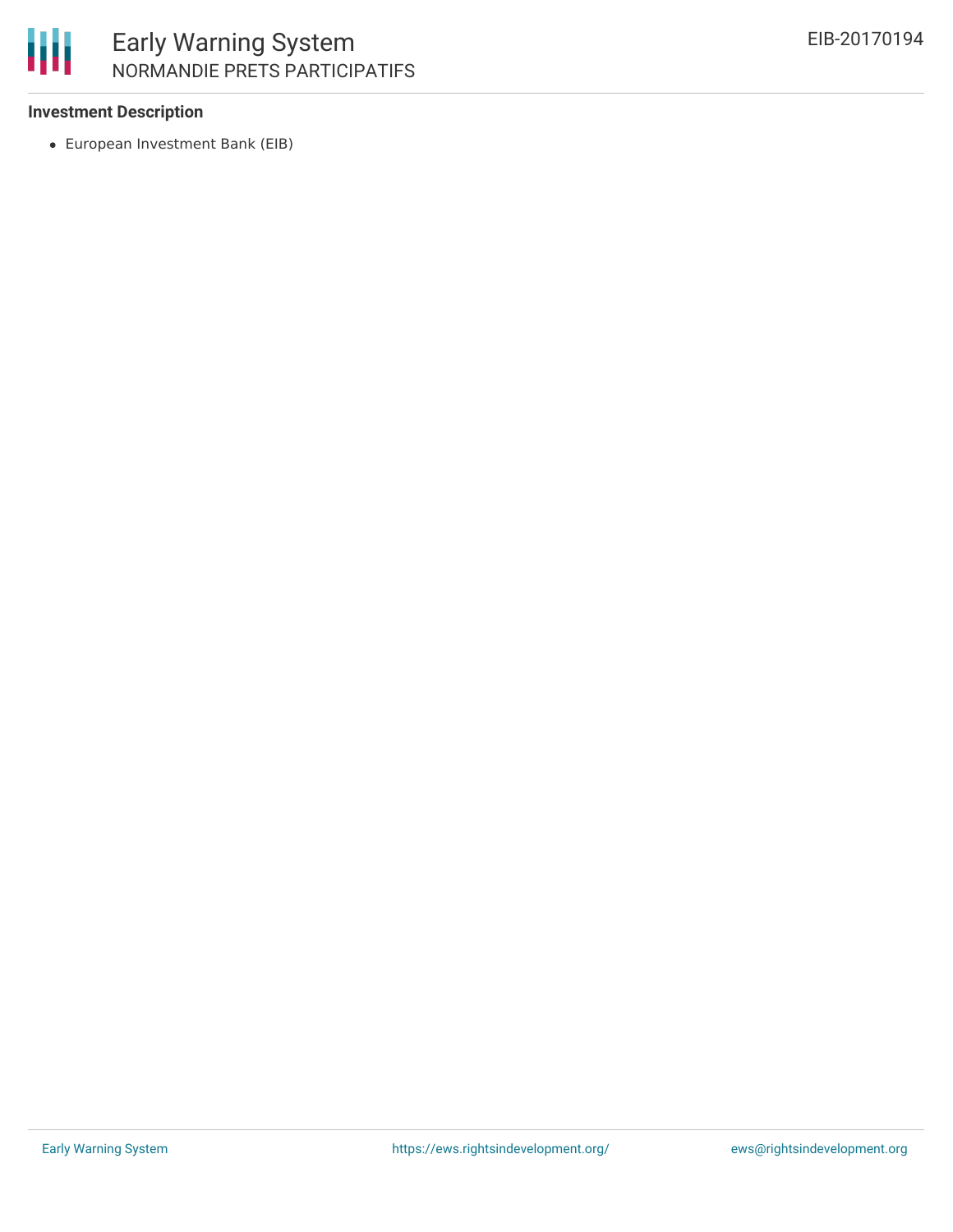**Investment Description**

- European Investment Bank (EIB)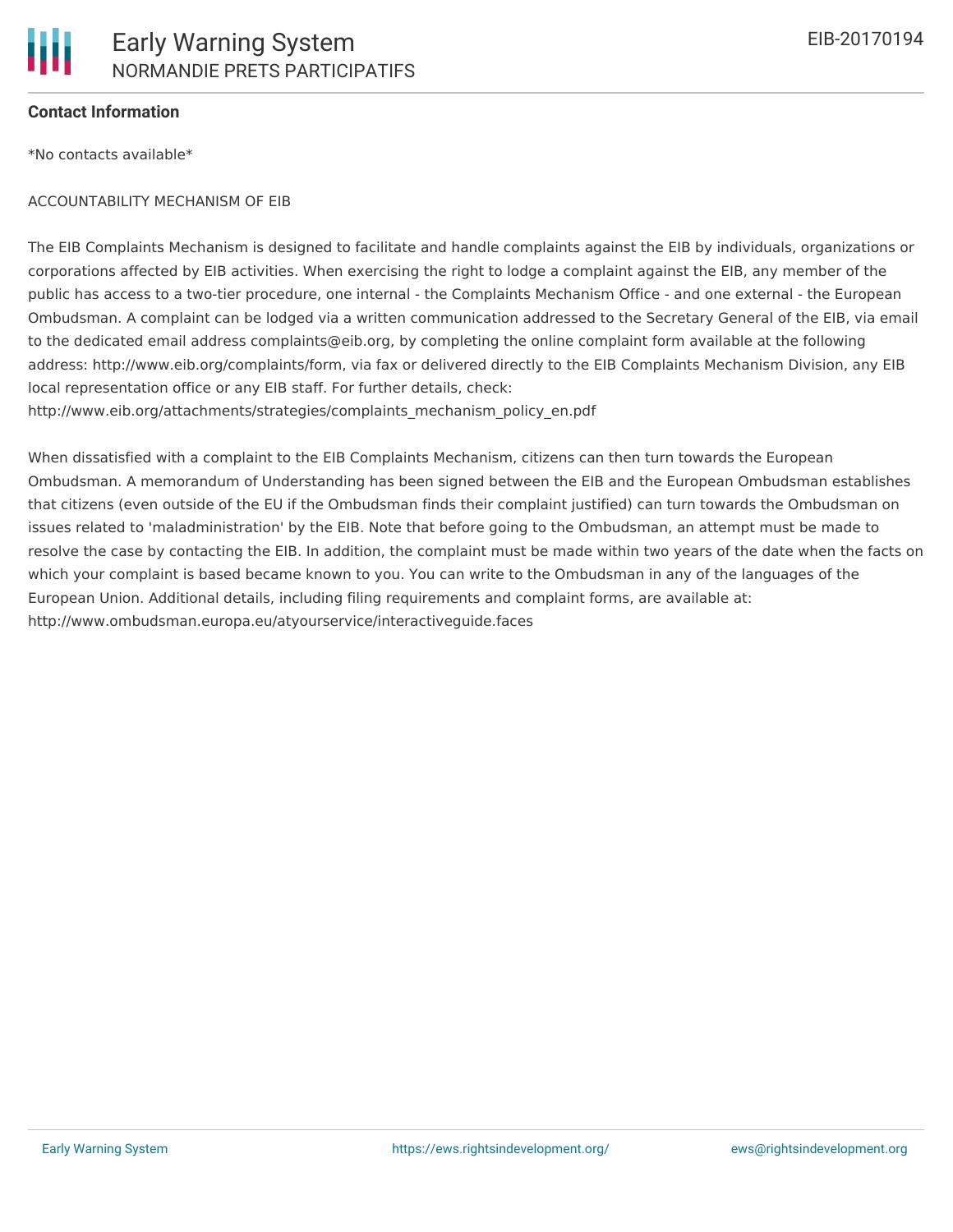#### Contact Information

*No contacts available*

ACCOUNTABILITY MECHANISM OF EIB

The EIB Complaints Mechanism is designed to facilitate and handle complaints against the EIB by individuals, organizations or corporations affected by EIB activities. When exercising the right to lodge a complaint against the EIB, any member of the public has access to a two-tier procedure, one internal - the Complaints Mechanism Office - and one external - the European Ombudsman. A complaint can be lodged via a written communication addressed to the Secretary General of the EIB, via email to the dedicated email address complaints@eib.org, by completing the online complaint form available at the following address: http://www.eib.org/complaints/form, via fax or delivered directly to the EIB Complaints Mechanism Division, any EIB local representation office or any EIB staff. For further details, check: http://www.eib.org/attachments/strategies/complaints_mechanism_policy_en.pdf

When dissatisfied with a complaint to the EIB Complaints Mechanism, citizens can then turn towards the European Ombudsman. A memorandum of Understanding has been signed between the EIB and the European Ombudsman establishes that citizens (even outside of the EU if the Ombudsman finds their complaint justified) can turn towards the Ombudsman on issues related to 'maladministration' by the EIB. Note that before going to the Ombudsman, an attempt must be made to resolve the case by contacting the EIB. In addition, the complaint must be made within two years of the date when the facts on which your complaint is based became known to you. You can write to the Ombudsman in any of the languages of the European Union. Additional details, including filing requirements and complaint forms, are available at: http://www.ombudsman.europa.eu/atyourservice/interactiveguide.faces